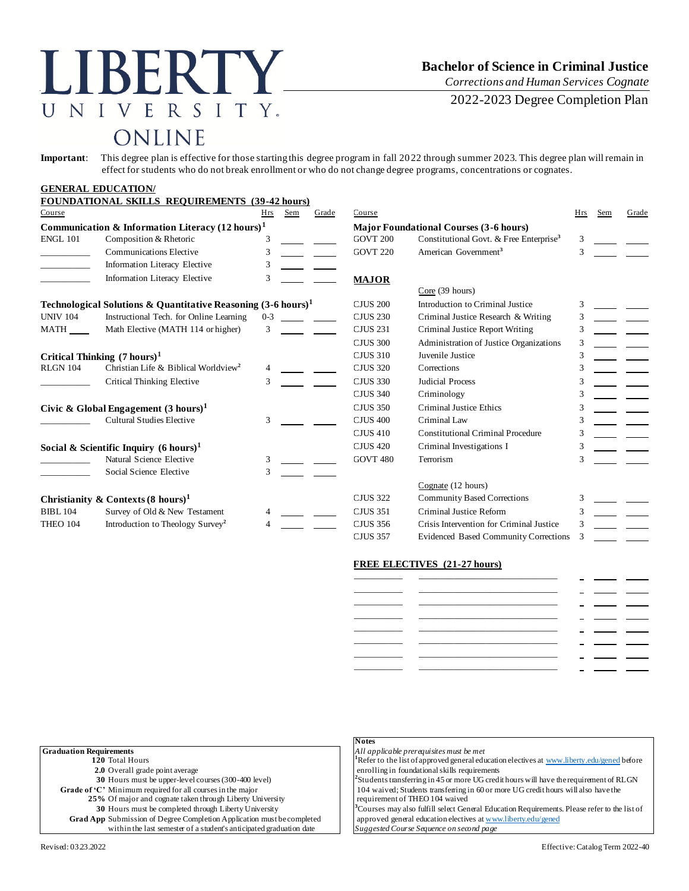# LIBERTY UNIVERSITY ONLINE

## Bachelor of Science in Criminal Justice

*Corrections and Human Services Cognate*

2022-2023 Degree Completion Plan

**Important**: This degree plan is effective for those starting this degree program in fall 2022 through summer 2023. This degree plan will remain in effect for students who do not break enrollment or who do not change degree programs, concentrations or cognates.

### GENERAL EDUCATION/ FOUNDATIONAL SKILLS REQUIREMENTS (39-42 hours)

| Course | | Hrs | Sem | Grade |
|---|---|---|---|---|
| **Communication & Information Literacy (12 hours)[1]** | | | | |
| ENGL 101 | Composition & Rhetoric | 3 | | |
| | Communications Elective | 3 | | |
| | Information Literacy Elective | 3 | | |
| | Information Literacy Elective | 3 | | |
| **Technological Solutions & Quantitative Reasoning (3-6 hours)[1]** | | | | |
| UNIV 104 | Instructional Tech. for Online Learning | 0-3 | | |
| MATH ____ | Math Elective (MATH 114 or higher) | 3 | | |
| **Critical Thinking (7 hours)[1]** | | | | |
| RLGN 104 | Christian Life & Biblical Worldview[2] | 4 | | |
| | Critical Thinking Elective | 3 | | |
| **Civic & Global Engagement (3 hours)[1]** | | | | |
| | Cultural Studies Elective | 3 | | |
| **Social & Scientific Inquiry (6 hours)[1]** | | | | |
| | Natural Science Elective | 3 | | |
| | Social Science Elective | 3 | | |
| **Christianity & Contexts (8 hours)[1]** | | | | |
| BIBL 104 | Survey of Old & New Testament | 4 | | |
| THEO 104 | Introduction to Theology Survey[2] | 4 | | |

| Course | | Hrs | Sem | Grade |
|---|---|---|---|---|
| **Major Foundational Courses (3-6 hours)** | | | | |
| GOVT 200 | Constitutional Govt. & Free Enterprise[3] | 3 | | |
| GOVT 220 | American Government[3] | 3 | | |

### MAJOR

| Course | | Hrs | Sem | Grade |
|---|---|---|---|---|
| | Core (39 hours) | | | |
| CJUS 200 | Introduction to Criminal Justice | 3 | | |
| CJUS 230 | Criminal Justice Research & Writing | 3 | | |
| CJUS 231 | Criminal Justice Report Writing | 3 | | |
| CJUS 300 | Administration of Justice Organizations | 3 | | |
| CJUS 310 | Juvenile Justice | 3 | | |
| CJUS 320 | Corrections | 3 | | |
| CJUS 330 | Judicial Process | 3 | | |
| CJUS 340 | Criminology | 3 | | |
| CJUS 350 | Criminal Justice Ethics | 3 | | |
| CJUS 400 | Criminal Law | 3 | | |
| CJUS 410 | Constitutional Criminal Procedure | 3 | | |
| CJUS 420 | Criminal Investigations I | 3 | | |
| GOVT 480 | Terrorism | 3 | | |
| | Cognate (12 hours) | | | |
| CJUS 322 | Community Based Corrections | 3 | | |
| CJUS 351 | Criminal Justice Reform | 3 | | |
| CJUS 356 | Crisis Intervention for Criminal Justice | 3 | | |
| CJUS 357 | Evidenced Based Community Corrections | 3 | | |

### FREE ELECTIVES (21-27 hours)

| Course | | Hrs | Sem | Grade |
|---|---|---|---|---|
| | | | | |
| | | | | |
| | | | | |
| | | | | |
| | | | | |
| | | | | |
| | | | | |
| | | | | |

| Graduation Requirements | |
|---|---|
| **120** | Total Hours |
| **2.0** | Overall grade point average |
| **30** | Hours must be upper-level courses (300-400 level) |
| **Grade of 'C'** | Minimum required for all courses in the major |
| **25%** | Of major and cognate taken through Liberty University |
| **30** | Hours must be completed through Liberty University |
| **Grad App** | Submission of Degree Completion Application must be completed within the last semester of a student's anticipated graduation date |

**Notes**

*All applicable prerequisites must be met*

[1]Refer to the list of approved general education electives at www.liberty.edu/gened before enrolling in foundational skills requirements

[2]Students transferring in 45 or more UG credit hours will have the requirement of RLGN 104 waived; Students transferring in 60 or more UG credit hours will also have the requirement of THEO 104 waived

[3]Courses may also fulfill select General Education Requirements. Please refer to the list of approved general education electives at www.liberty.edu/gened

*Suggested Course Sequence on second page*

Revised: 03.23.2022

Effective: Catalog Term 2022-40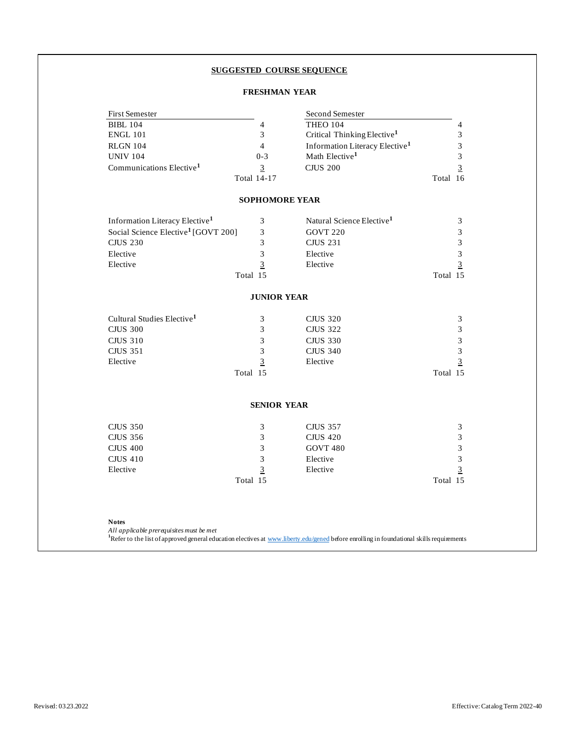## SUGGESTED COURSE SEQUENCE

### FRESHMAN YEAR

| First Semester | | Second Semester | |
|---|---|---|---|
| BIBL 104 | 4 | THEO 104 | 4 |
| ENGL 101 | 3 | Critical Thinking Elective[1] | 3 |
| RLGN 104 | 4 | Information Literacy Elective[1] | 3 |
| UNIV 104 | 0-3 | Math Elective[1] | 3 |
| Communications Elective[1] | 3 | CJUS 200 | 3 |
| | Total 14-17 | | Total 16 |

### SOPHOMORE YEAR

| | | | |
|---|---|---|---|
| Information Literacy Elective[1] | 3 | Natural Science Elective[1] | 3 |
| Social Science Elective[1] [GOVT 200] | 3 | GOVT 220 | 3 |
| CJUS 230 | 3 | CJUS 231 | 3 |
| Elective | 3 | Elective | 3 |
| Elective | 3 | Elective | 3 |
| | Total 15 | | Total 15 |

### JUNIOR YEAR

| | | | |
|---|---|---|---|
| Cultural Studies Elective[1] | 3 | CJUS 320 | 3 |
| CJUS 300 | 3 | CJUS 322 | 3 |
| CJUS 310 | 3 | CJUS 330 | 3 |
| CJUS 351 | 3 | CJUS 340 | 3 |
| Elective | 3 | Elective | 3 |
| | Total 15 | | Total 15 |

### SENIOR YEAR

| | | | |
|---|---|---|---|
| CJUS 350 | 3 | CJUS 357 | 3 |
| CJUS 356 | 3 | CJUS 420 | 3 |
| CJUS 400 | 3 | GOVT 480 | 3 |
| CJUS 410 | 3 | Elective | 3 |
| Elective | 3 | Elective | 3 |
| | Total 15 | | Total 15 |

**Notes**

*All applicable prerequisites must be met*

[1]Refer to the list of approved general education electives at www.liberty.edu/gened before enrolling in foundational skills requirements

Revised: 03.23.2022

Effective: Catalog Term 2022-40